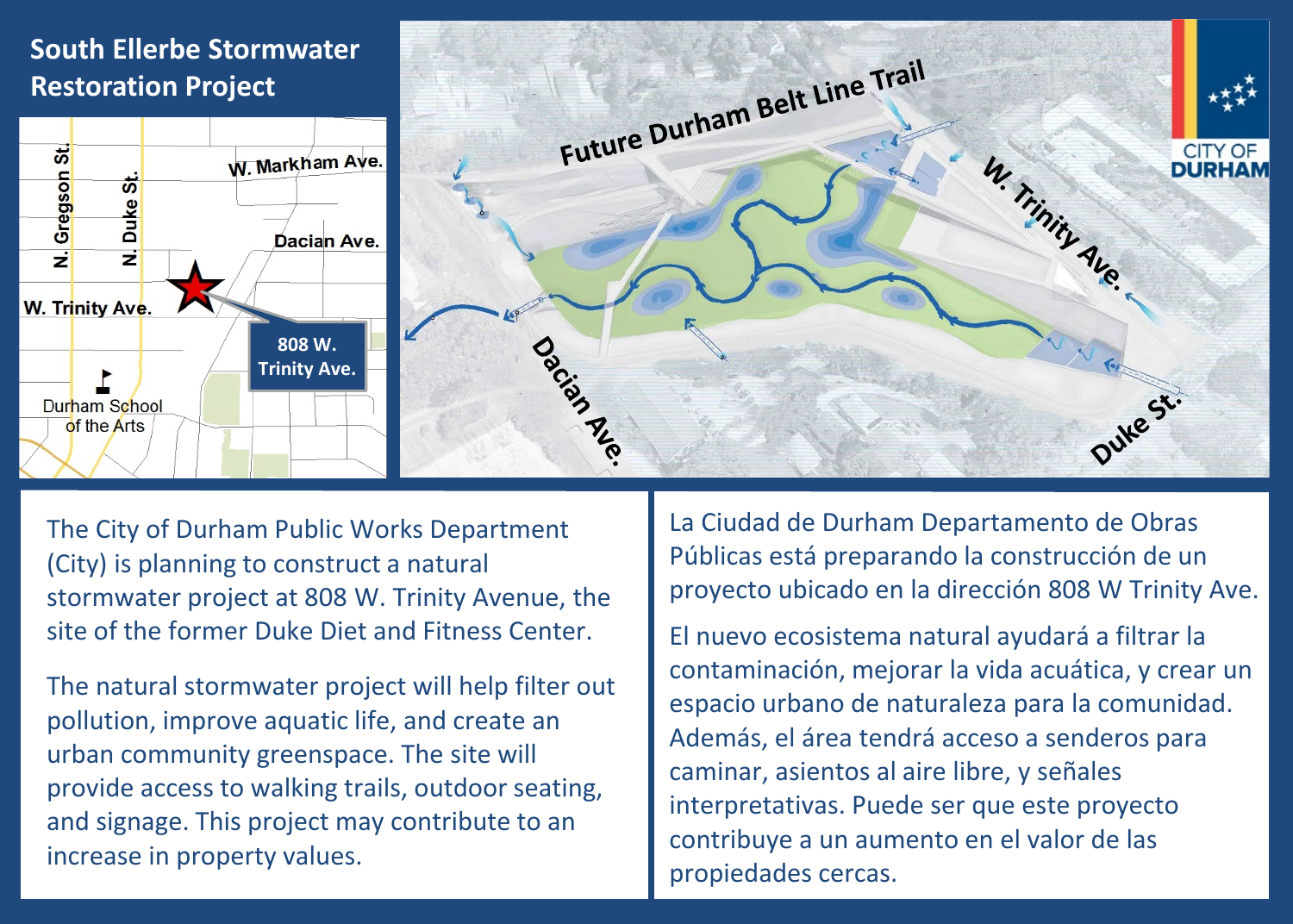# South Ellerbe Stormwater Restoration Project

The City of Durham Public Works Department (City) is planning to construct a natural stormwater project at 808 W. Trinity Avenue, the site of the former Duke Diet and Fitness Center.

The natural stormwater project will help filter out pollution, improve aquatic life, and create an urban community greenspace. The site will provide access to walking trails, outdoor seating, and signage. This project may contribute to an increase in property values.

La Ciudad de Durham Departamento de Obras Públicas está preparando la construcción de un proyecto ubicado en la dirección 808 W Trinity Ave.

El nuevo ecosistema natural ayudará a filtrar la contaminación, mejorar la vida acuática, y crear un espacio urbano de naturaleza para la comunidad. Además, el área tendrá acceso a senderos para caminar, asientos al aire libre, y señales interpretativas. Puede ser que este proyecto contribuye a un aumento en el valor de las propiedades cercas.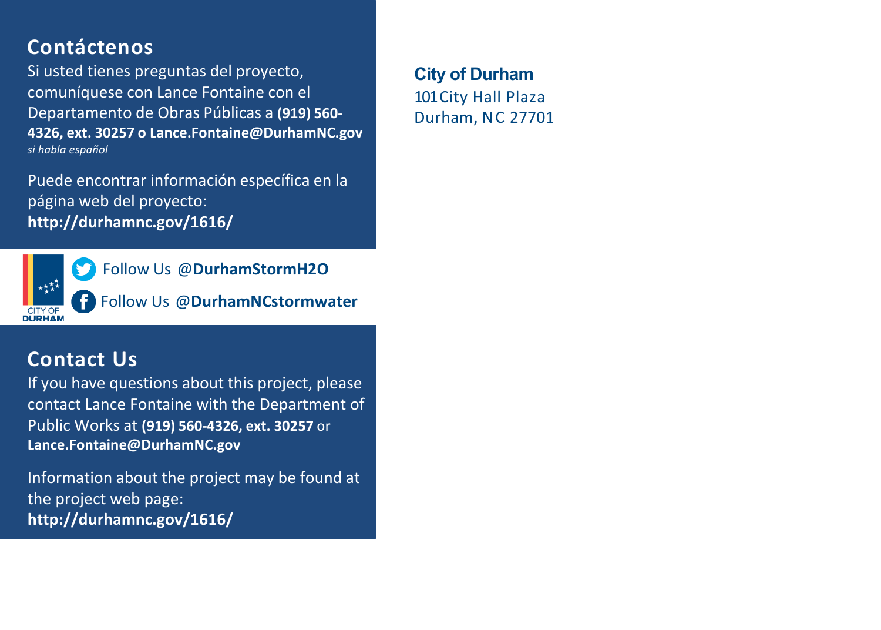## Contáctenos

Si usted tienes preguntas del proyecto, comuníquese con Lance Fontaine con el Departamento de Obras Públicas a **(919) 560-4326, ext. 30257 o Lance.Fontaine@DurhamNC.gov** *si habla español*

Puede encontrar información específica en la página web del proyecto: **http://durhamnc.gov/1616/**

CITY OF DURHAM

Follow Us @**DurhamStormH2O**

Follow Us @**DurhamNCstormwater**

## Contact Us

If you have questions about this project, please contact Lance Fontaine with the Department of Public Works at **(919) 560-4326, ext. 30257** or **Lance.Fontaine@DurhamNC.gov**

Information about the project may be found at the project web page: **http://durhamnc.gov/1616/**

**City of Durham**
101 City Hall Plaza
Durham, NC 27701